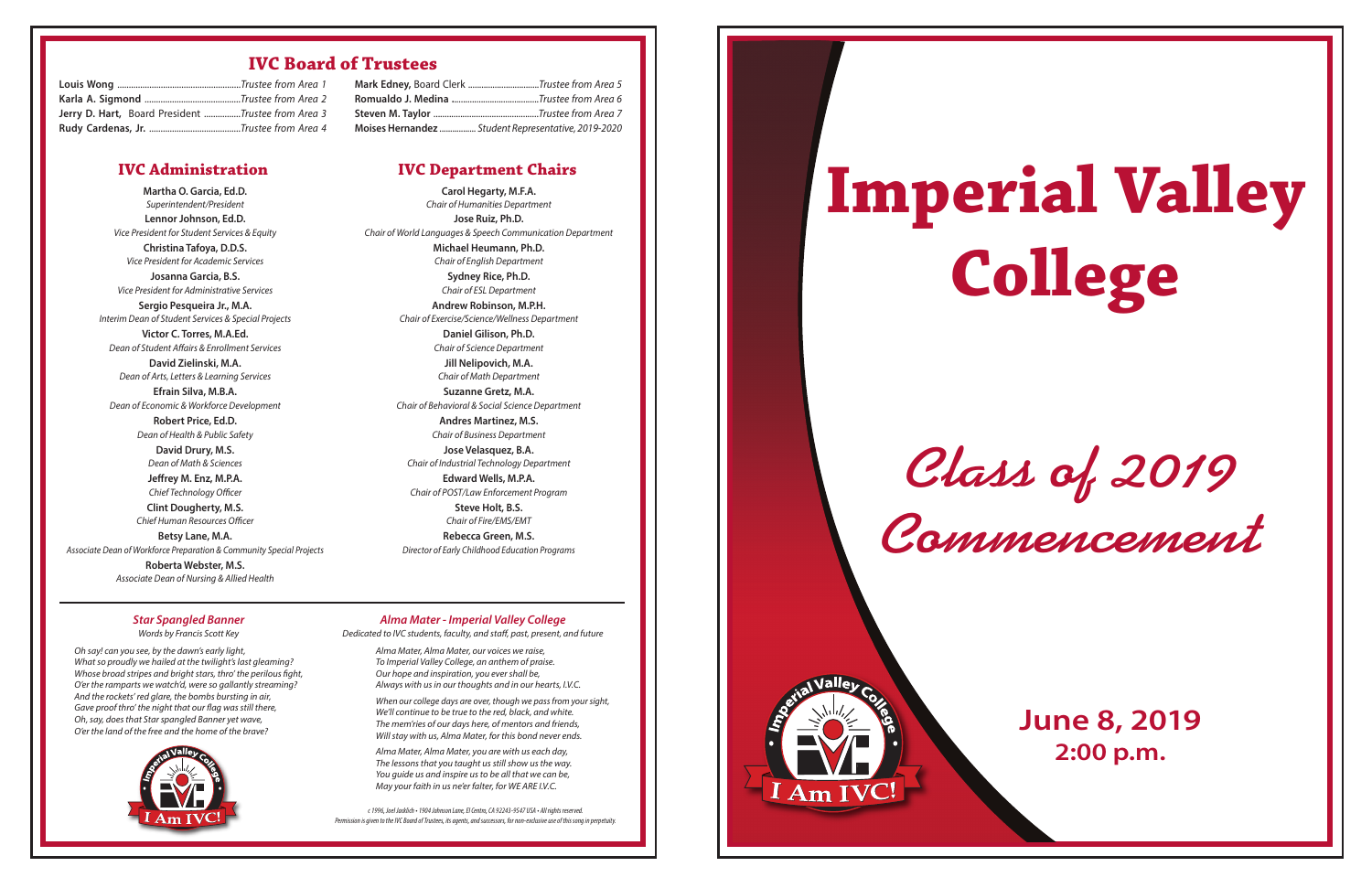## IVC Board of Trustees

| | |
|---|---|
| **Louis Wong** | *Trustee from Area 1* |
| **Karla A. Sigmond** | *Trustee from Area 2* |
| **Jerry D. Hart,** Board President | *Trustee from Area 3* |
| **Rudy Cardenas, Jr.** | *Trustee from Area 4* |
| **Mark Edney,** Board Clerk | *Trustee from Area 5* |
| **Romualdo J. Medina** | *Trustee from Area 6* |
| **Steven M. Taylor** | *Trustee from Area 7* |
| **Moises Hernandez** | *Student Representative, 2019-2020* |

## IVC Administration

**Martha O. Garcia, Ed.D.**
*Superintendent/President*

**Lennor Johnson, Ed.D.**
*Vice President for Student Services & Equity*

**Christina Tafoya, D.D.S.**
*Vice President for Academic Services*

**Josanna Garcia, B.S.**
*Vice President for Administrative Services*

**Sergio Pesqueira Jr., M.A.**
*Interim Dean of Student Services & Special Projects*

**Victor C. Torres, M.A.Ed.**
*Dean of Student Affairs & Enrollment Services*

**David Zielinski, M.A.**
*Dean of Arts, Letters & Learning Services*

**Efrain Silva, M.B.A.**
*Dean of Economic & Workforce Development*

**Robert Price, Ed.D.**
*Dean of Health & Public Safety*

**David Drury, M.S.**
*Dean of Math & Sciences*

**Jeffrey M. Enz, M.P.A.**
*Chief Technology Officer*

**Clint Dougherty, M.S.**
*Chief Human Resources Officer*

**Betsy Lane, M.A.**
*Associate Dean of Workforce Preparation & Community Special Projects*

**Roberta Webster, M.S.**
*Associate Dean of Nursing & Allied Health*

## IVC Department Chairs

**Carol Hegarty, M.F.A.**
*Chair of Humanities Department*

**Jose Ruiz, Ph.D.**
*Chair of World Languages & Speech Communication Department*

**Michael Heumann, Ph.D.**
*Chair of English Department*

**Sydney Rice, Ph.D.**
*Chair of ESL Department*

**Andrew Robinson, M.P.H.**
*Chair of Exercise/Science/Wellness Department*

**Daniel Gilison, Ph.D.**
*Chair of Science Department*

**Jill Nelipovich, M.A.**
*Chair of Math Department*

**Suzanne Gretz, M.A.**
*Chair of Behavioral & Social Science Department*

**Andres Martinez, M.S.**
*Chair of Business Department*

**Jose Velasquez, B.A.**
*Chair of Industrial Technology Department*

**Edward Wells, M.P.A.**
*Chair of POST/Law Enforcement Program*

**Steve Holt, B.S.**
*Chair of Fire/EMS/EMT*

**Rebecca Green, M.S.**
*Director of Early Childhood Education Programs*

---

### *Star Spangled Banner*
*Words by Francis Scott Key*

*Oh say! can you see, by the dawn's early light,*
*What so proudly we hailed at the twilight's last gleaming?*
*Whose broad stripes and bright stars, thro' the perilous fight,*
*O'er the ramparts we watch'd, were so gallantly streaming?*
*And the rockets' red glare, the bombs bursting in air,*
*Gave proof thro' the night that our flag was still there,*
*Oh, say, does that Star spangled Banner yet wave,*
*O'er the land of the free and the home of the brave?*

### *Alma Mater - Imperial Valley College*
*Dedicated to IVC students, faculty, and staff, past, present, and future*

*Alma Mater, Alma Mater, our voices we raise,*
*To Imperial Valley College, an anthem of praise.*
*Our hope and inspiration, you ever shall be,*
*Always with us in our thoughts and in our hearts, I.V.C.*

*When our college days are over, though we pass from your sight,*
*We'll continue to be true to the red, black, and white.*
*The mem'ries of our days here, of mentors and friends,*
*Will stay with us, Alma Mater, for this bond never ends.*

*Alma Mater, Alma Mater, you are with us each day,*
*The lessons that you taught us still show us the way.*
*You guide us and inspire us to be all that we can be,*
*May your faith in us ne'er falter, for WE ARE I.V.C.*

*c 1996, Joel Jacklich • 1904 Johnson Lane, El Centro, CA 92243-9547 USA • All rights reserved.*
*Permission is given to the IVC Board of Trustees, its agents, and successors, for non-exclusive use of this song in perpetuity.*

I Am IVC!

---

# Imperial Valley College

## *Class of 2019 Commencement*

**June 8, 2019**
**2:00 p.m.**

Imperial Valley College — I Am IVC!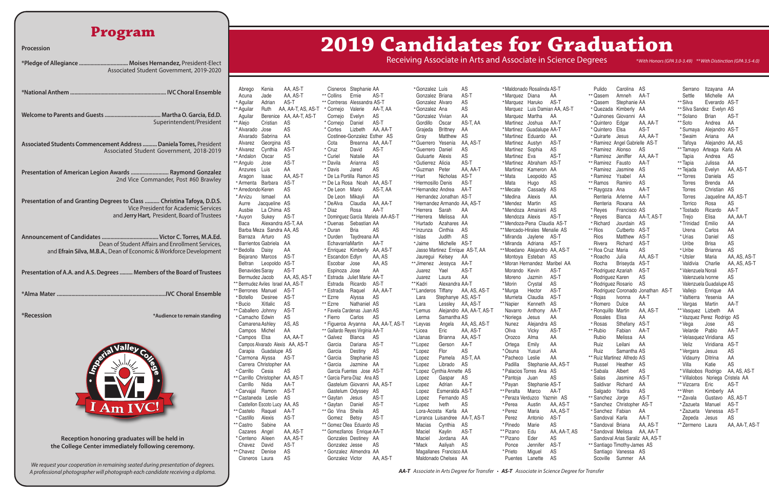# Program

**Procession**

**\*Pledge of Allegiance** ................................ **Moises Hernandez,** President-Elect
Associated Student Government, 2019-2020

**\*National Anthem** ................................................................ **IVC Choral Ensemble**

**Welcome to Parents and Guests** ....................................... **Martha O. Garcia, Ed.D.**
Superintendent/President

**Associated Students Commencement Address** .......... **Daniela Torres,** President
Associated Student Government, 2018-2019

**Presentation of American Legion Awards** .......................... **Raymond Gonzalez**
2nd Vice Commander, Post #60 Brawley

**Presentation of and Granting Degrees to Class** .......... **Christina Tafoya, D.D.S.**
Vice President for Academic Services
and **Jerry Hart,** President, Board of Trustees

**Announcement of Candidates** ...................................... **Victor C. Torres, M.A.Ed.**
Dean of Student Affairs and Enrollment Services,
and **Efrain Silva, M.B.A.,** Dean of Economic & Workforce Development

**Presentation of A.A. and A.S. Degrees** ......... **Members of the Board of Trustees**

**\*Alma Mater** ......................................................................**IVC Choral Ensemble**

**\*Recession** *\*Audience to remain standing*

Imperial Valley College • I Am IVC!

**Reception honoring graduates will be held in the College Center immediately following ceremony.**

*We request your cooperation in remaining seated during presentation of degrees. A professional photographer will photograph each candidate receiving a diploma.*

# 2019 Candidates for Graduation

Receiving Associate in Arts and Associate in Science Degrees

*\*With Honors (GPA 3.0-3.49) \*\*With Distinction (GPA 3.5-4.0)*

Abrego Kenia AA, AS-T
Acuna Jade AA, AS-T
\*Aguilar Adrian AS-T
\*\*Aguilar Ruth AA, AA-T, AS, AS-T
Aguilar Berenice AA, AA-T, AS-T
\*\*Alejo Cristian AS
\*Alvarado Jose AS
Alvarado Sabrina AA
Alvarez Georgina AS
\*Alvarez Cynthia AS-T
\*Andalon Oscar AS
\*\*Angulo Jose AS-T
Anzures Luis AA
Aragon Isaac AA, AS-T
\*Armenta Barbara AS-T
\*\*Arredondo Keren AS
\*Arvizu Ismael AA
Aurre Jacqueline AS
Ausbie La Chima AS
\*Auyon Sukey AS-T
Baca Alexandra AS-T, AA
Barba Meza Sandra AA, AS
Barraza Arturo AS
Barrientos Gabriela AA
\*\*Bedolla Daisy AA
Bejarano Marcos AS-T
Beltran Leopoldo AS-T
Benavides Saray AS-T
Bermudez Jacob AA, AS, AS-T
\*\*Bermudez Aviles Israel AA, AS-T
\*\*Berrones Manuel AS-T
\*Botello Desiree AS-T
\*Bucio Xitlalic AS
\*\*Caballero Johnny AS-T
\*Camacho Edwin AS
Camarena Ashley AS, AS
Campos Michel AA
\*Campos Elsa AA, AA-T
Campos Alvarado Alexis AA, AS-T
Carapia Guadalupe AS
\*Carmona Alyssa AS-T
Carrera Christopher AA
\*Carrillo Cesia AS
\*\*Carrillo Christopher AA, AS-T
Carrillo Nidia AA-T
\*Carvajal Ramon AS-T
\*\*Castaneda Leslie AS
Castellon Escoto Lucy AA, AS
\*\*Castelo Raquel AA-T
\*Castillo Alexis AS-T
\*\*Castro Sabine AA
Cazares Angel AA, AS-T
\*Centeno Aileen AA, AS-T
Chavez David AS-T
\*\*Chavez Denise AS
Cisneros Laura AS
Cisneros Stephanie AA
\*\*Collins Ernie AS-T
\*\*Contreras Alessandra AS-T
\*Cornejo Valerie AA-T, AA
Cornejo Evelyn AS
\*Cornejo Daniel AS-T
\*Cortes Lizbeth AA, AA-T
Costinee-Gonzalez Esther AS
Cota Breanna AA, AA-T
\*Cruz David AS-T
\*Curiel Natalie AA
\*\*Davila Arianna AS
\*Davis Jared AS
\*De La Portilla Ramon AS
\*\*De La Rosa Noah AA, AS-T
\*De Leon Mario AS-T, AA
De Leon Mikayli AA
\*DeAlva Claudia AA, AA-T
\*Diaz Rosa AA-T
\*Dominguez Garcia Mariela AA-AS-T
\*Duenas Sebastian AA
\*Duran Bria AS
\*Durden Taydreana AA
EchavarriaMartin AA-T
\*Enriquez Kimberly AA, AS-T
\*Escandon Edlyn AA, AS
Escobar Jose AA, AS
Espinoza Jose AA
\*Estrada Juliet Marie AA-T
Estrada Ricardo AS-T
\*Estrada Raquel AA, AA-T
\*\*Ezrre Alyssa AS
\*\*Ezrre Nathaniel AS
\*Favela Cardenas Juan AS
\*Fierro Carlos AS
\*Figueroa Aryanna AA, AA-T, AS-T
\*\*Gallardo Reyes Virginia AA-T
\*Galvez Blanca AS
Garcia Dariana AS-T
Garcia Destiny AS
\*Garcia Stephanie AS
\*Garcia Jazmine AA
Garcia Fuentes Jose AS-T
\*Garcia Parra-Diaz Ana AS
Gastelum Giovanni AA, AS-T
Gastelum Odyssey AS
\*\*Gaytan Jesus AS-T
\*Gaytan Daniel AS-T
\*\*Go Vina Sheila AS
Gomez Betsy AS-T
\*\*Gomez Olea Eduardo AS
\*\*Gomezllanos Enrique AA-T
Gonzales Destiney AA
Gonzalez Jesse AS
\*Gonzalez Almendra AA
Gonzalez Victor AA, AS-T
\*Gonzalez Luis AS
Gonzalez Briana AS-T
Gonzalez Alvaro AS
\*Gonzalez Ana AS
\*Gonzalez Vivian AA
Gordillo Oscar AS-T, AA
Grajeda Brittney AA
Gray Matthew AS
\*\*Guerrero Yesenia AA, AS-T
\*Guerrero Daniel AS
Guluarte Alexis AS
\*Gutierrez Alicia AS-T
\*Guzman Peter AA, AA-T
\*\*Hart Nicholas AS-T
\*Hermosillo Denis AS-T
\*\*Hernandez Andrea AA-T
Hernandez Jonathan AS-T
\*Hernandez Armando AA, AS-T
\*Herrera Sarah AA
\*\*Herrera Melissa AA
\*Hurtado Azahares AA
\*\*Inzunza Cinthia AS
\*Islas Judith AS
\*Jaime Michelle AS-T
Jasso Martinez Enrique AS-T, AA
Jauregui Kelsey AA
\*\*Jimenez Jessyca AA-T
Juarez Yael AS-T
Juarez Laura AA
\*\*Kadri Alexandra AA-T
\*\*Landeros Tiffany AA, AS, AS-T
Lara Stephanye AS, AS-T
\*Lara Lessley AA, AS-T
\*Lemus Alejandro AA, AA-T, AS-T
Lerma Samantha AS
\*Leyvas Angela AA, AS, AS-T
\*Licea Eric AA, AS-T
\*Llanas Brianna AA, AS-T
\*\*Lopez Gerson AA-T
\*Lopez Flor AS
\*Lopez Pamela AS-T, AA
\*Lopez Librado AS
\*Lopez Cynthia Annette AS
Lopez Gaspar AS
Lopez Adrian AA-T
Lopez Esmeralda AS-T
Lopez Fernando AS
\*Lopez Iveth AS
Lora-Acosta Karla AA
\*Loranca Luisandree AA-T, AS-T
Macias Cynthia AS
Maciel Kaylin AS-T
Maciel Jordana AA
\*Mack Aaliyah AS
Magallanes Francisco AA
Maldonado Chelsea AA
\*Maldonado Rosalinda AS-T
\*Marquez Diana AA
\*Marquez Haruko AS-T
Marquez Luis Damian AA, AS-T
Marquez Martha AA
Martinez Joshua AA-T
\*Martinez Guadalupe AA-T
\*Martinez Eduardo AA
Martinez Austyn AS-T
Martinez Sophia AS
Martinez Eva AS-T
\*Martinez Abraham AS-T
Martinez Kameron AA
\*\*Mata Leopoldo AS
Mata Hugo AS
\*\*Mecate Cassady AS
\*Medina Alexis AA
\*Mendez Martin AS
\*Mendoza Amairani AS
Mendoza Alexis AS-T
\*\*Mendoza-Pena Claudia AS-T
\*\*Mercado-Hirales Menalie AS
\*Miranda Jaylene AS-T
\*Miranda Adriana AS-T
\*\*Moedano Alejandro AA, AS-T
Montoya Esteban AS
\*Moran Hernandez Maribel AA
Morando Kevin AS-T
Moreno Jazmin AS-T
\*Morin Crystal AS
\*Murga Hector AS-T
Murrieta Claudia AS-T
\*\*Napier Kenneth AS
Navarro Anthony AA-T
\*Noriega Jesus AA
Nunez Alejandra AS
Oliva Vicky AS-T
Orozco Alma AA
Ortega Emily AA
\*Osuna Yusuri AA
\*Pacheco Leslie AA
Padilla Stephanie AA, AS-T
\*Palacios Torres Ana AS
\*Pantoja Juan AS
\*Payan Stephanie AS-T
\*\*Peralta Marco AA-T
\*Peraza Verduzco Yazmin AS
\*Perea Austin AA, AS-T
\*Perez Maria AA, AS-T
Perez Antonio AS-T
\*Pinedo Marie AS
\*\*Pizano Edu AA, AA-T, AS
\*\*Pizano Eder AS
Ponce Jennifer AS-T
\*Prieto Miguel AS
Puentes Lanette AS
Pulido Carolina AS
\*\*Qasem Amneh AA-T
\*Qasem Stephanie AA
\*Quezada Kimberly AA
\*Quinones Giovanni AA
\*Quintero Edgar AA, AA-T
\*Quintero Elsa AS-T
\*Quirarte Jesus AA, AA-T
\*Ramirez Angel Gabrielle AS-T
\*Ramirez Alonso AS
\*Ramirez Jeniffer AA, AA-T
\*\*Ramirez Fausto AA-T
\*Ramirez Jasmine AS
\*Ramirez Ysabel AA
\*\*Ramos Ramiro AS
\*\*Raygoza Ana AA-T
Renteria Arlenne AA-T
Renteria Roxana AA
\*Reyes Francisco AS
\*Reyes Bianca AA-T, AS-T
\*Richard Jourdain AS
\*\*Rios Cutberto AS-T
Rios Matthew AS-T
Rivera Richard AS-T
\*\*Roa Cruz Maria AS
\*Roacho Julia AA, AS-T
Rocha Briseyda AS-T
\*Rodriguez Azariah AS-T
Rodriguez Karen AS
\*Rodriguez Rosario AS
Rodriguez Coronado Jonathan AS-T
\*Rojas Ivonna AA-T
\*Romero Dulce AA
\*Ronquillo Martin AA, AS-T
Rosales Elisa AA
\*Rosas Sthefany AS-T
\*\*Rubio Fabian AA-T
Rubio Melissa AA
Ruiz Leilani AS
Ruiz Samantha AS
\*\*Ruiz Martinez Alfredo AS
Russel Heather AS
\*Sabala Albert AS
Salas Jasmine AS-T
Saldivar Richard AA
Salgado Yadira AS
\*\*Sanchez Jorge AS-T
\*Sanchez Christopher AS-T
\*Sanchez Fabian AA
Sandoval Karla AA-T
\*Sandoval Briana AA, AS-T
\*Sandoval Melissa AA, AA-T
Sandoval Arias Saraliz AA, AS-T
\*\*Santiago Timothy-James AS
Santiago Vanessa AS
Scoville Summer AA
Serrano Itzayana AA
Settle Michelle AA
\*\*Silva Everardo AS-T
\*\*Silva Sandez Evelyn AS
\*\*Solano Brian AS-T
\*\*Soto Andrea AA
\*Sumaya Alejandro AS-T
\*Swaim Ariana AA
Tafoya Alejandro AA, AS
\*\*Tamayo Arteaga Karla AA
Tapia Andrea AS
\*\*Tapia Julissa AA
\*\*Tejada Evelyn AA, AS-T
\*\*Torres Daniela AS
Torres Brenda AA
Torres Christian AS
Torres Jaqueline AA, AS-T
Torrico Rosa AS
\*Tostado Ricardo AA-T
Trejo Elisa AA, AA-T
\*Trinidad Emilio AA
Urena Carlos AA
\*Urias Daniel AS
Uribe Brisa AS
\*Uribe Brianna AS
\*Utsler Maria AA, AS, AS-T
Valdivia Charlie AA, AS, AS-T
\*Valenzuela Norali AS-T
Valenzuela Ivonne AS
Valenzuela Guadalupe AS
Vallejo Enrique AA
\*Valtierra Yesenia AA
Vargas Martin AA-T
\*\*Vasquez Lizbeth AA
\*Vazquez Perez Rodrigo AS
\*Vega Jose AS
Velarde Pablo AA-T
\*Velasquez Viridiana AS
Veliz Viridiana AS-T
\*Vergara Jesus AS
Vidaurry Ditrina AA
Villa Katie AS
\*Villalobos Rodrigo AA, AS, AS-T
\*Villalobos Noriega Cristela AA
\*\*Vizcarra Eric AS-T
\*\*Wren Kimberly AA
\*\*Zavala Gustavo AS, AS-T
\*Zazueta Manuel AS-T
\*Zazueta Vanessa AS-T
Zepeda Jesus AS
\*\*Zermeno Laura AA, AA-T, AS-T

***AA-T*** *Associate in Arts Degree for Transfer* • ***AS-T*** *Associate in Science Degree for Transfer*